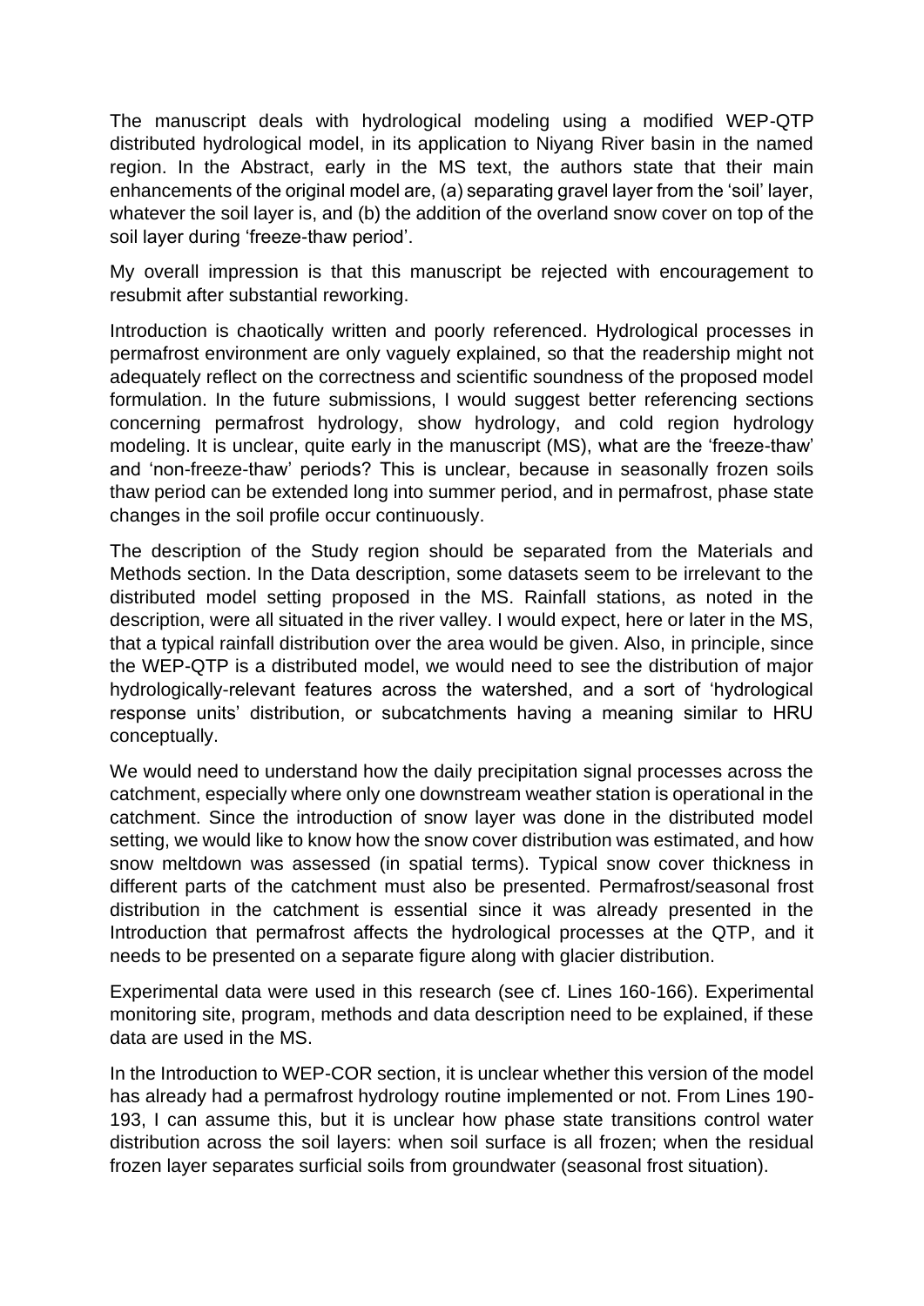The manuscript deals with hydrological modeling using a modified WEP-QTP distributed hydrological model, in its application to Niyang River basin in the named region. In the Abstract, early in the MS text, the authors state that their main enhancements of the original model are, (a) separating gravel layer from the 'soil' layer, whatever the soil layer is, and (b) the addition of the overland snow cover on top of the soil layer during 'freeze-thaw period'.

My overall impression is that this manuscript be rejected with encouragement to resubmit after substantial reworking.

Introduction is chaotically written and poorly referenced. Hydrological processes in permafrost environment are only vaguely explained, so that the readership might not adequately reflect on the correctness and scientific soundness of the proposed model formulation. In the future submissions, I would suggest better referencing sections concerning permafrost hydrology, show hydrology, and cold region hydrology modeling. It is unclear, quite early in the manuscript (MS), what are the 'freeze-thaw' and 'non-freeze-thaw' periods? This is unclear, because in seasonally frozen soils thaw period can be extended long into summer period, and in permafrost, phase state changes in the soil profile occur continuously.

The description of the Study region should be separated from the Materials and Methods section. In the Data description, some datasets seem to be irrelevant to the distributed model setting proposed in the MS. Rainfall stations, as noted in the description, were all situated in the river valley. I would expect, here or later in the MS, that a typical rainfall distribution over the area would be given. Also, in principle, since the WEP-QTP is a distributed model, we would need to see the distribution of major hydrologically-relevant features across the watershed, and a sort of 'hydrological response units' distribution, or subcatchments having a meaning similar to HRU conceptually.

We would need to understand how the daily precipitation signal processes across the catchment, especially where only one downstream weather station is operational in the catchment. Since the introduction of snow layer was done in the distributed model setting, we would like to know how the snow cover distribution was estimated, and how snow meltdown was assessed (in spatial terms). Typical snow cover thickness in different parts of the catchment must also be presented. Permafrost/seasonal frost distribution in the catchment is essential since it was already presented in the Introduction that permafrost affects the hydrological processes at the QTP, and it needs to be presented on a separate figure along with glacier distribution.

Experimental data were used in this research (see cf. Lines 160-166). Experimental monitoring site, program, methods and data description need to be explained, if these data are used in the MS.

In the Introduction to WEP-COR section, it is unclear whether this version of the model has already had a permafrost hydrology routine implemented or not. From Lines 190-193, I can assume this, but it is unclear how phase state transitions control water distribution across the soil layers: when soil surface is all frozen; when the residual frozen layer separates surficial soils from groundwater (seasonal frost situation).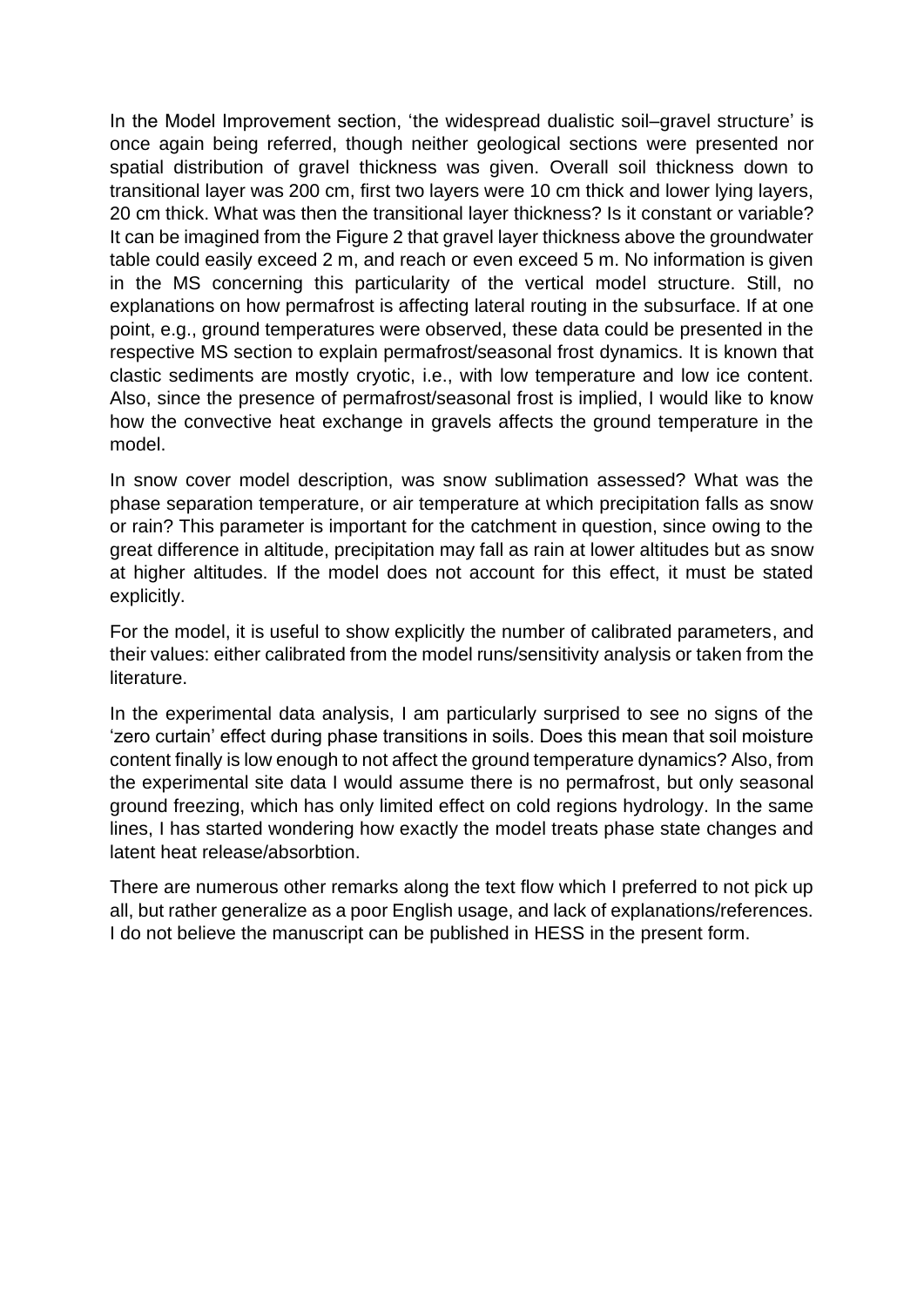In the Model Improvement section, 'the widespread dualistic soil–gravel structure' is once again being referred, though neither geological sections were presented nor spatial distribution of gravel thickness was given. Overall soil thickness down to transitional layer was 200 cm, first two layers were 10 cm thick and lower lying layers, 20 cm thick. What was then the transitional layer thickness? Is it constant or variable? It can be imagined from the Figure 2 that gravel layer thickness above the groundwater table could easily exceed 2 m, and reach or even exceed 5 m. No information is given in the MS concerning this particularity of the vertical model structure. Still, no explanations on how permafrost is affecting lateral routing in the subsurface. If at one point, e.g., ground temperatures were observed, these data could be presented in the respective MS section to explain permafrost/seasonal frost dynamics. It is known that clastic sediments are mostly cryotic, i.e., with low temperature and low ice content. Also, since the presence of permafrost/seasonal frost is implied, I would like to know how the convective heat exchange in gravels affects the ground temperature in the model.

In snow cover model description, was snow sublimation assessed? What was the phase separation temperature, or air temperature at which precipitation falls as snow or rain? This parameter is important for the catchment in question, since owing to the great difference in altitude, precipitation may fall as rain at lower altitudes but as snow at higher altitudes. If the model does not account for this effect, it must be stated explicitly.

For the model, it is useful to show explicitly the number of calibrated parameters, and their values: either calibrated from the model runs/sensitivity analysis or taken from the literature.

In the experimental data analysis, I am particularly surprised to see no signs of the 'zero curtain' effect during phase transitions in soils. Does this mean that soil moisture content finally is low enough to not affect the ground temperature dynamics? Also, from the experimental site data I would assume there is no permafrost, but only seasonal ground freezing, which has only limited effect on cold regions hydrology. In the same lines, I has started wondering how exactly the model treats phase state changes and latent heat release/absorbtion.

There are numerous other remarks along the text flow which I preferred to not pick up all, but rather generalize as a poor English usage, and lack of explanations/references. I do not believe the manuscript can be published in HESS in the present form.